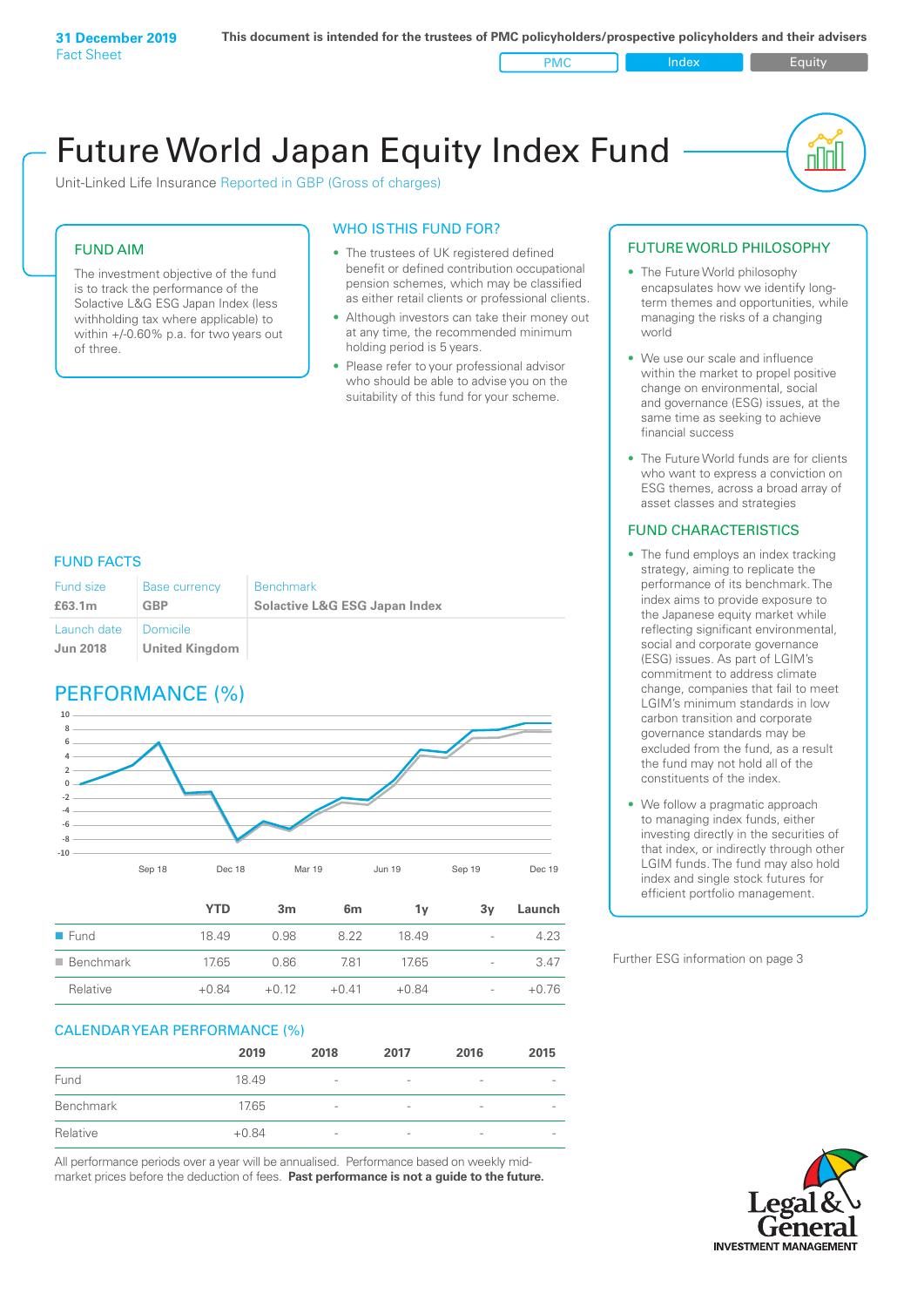**31 December 2019**
Fact Sheet

**This document is intended for the trustees of PMC policyholders/prospective policyholders and their advisers**

PMC | Index | Equity

# Future World Japan Equity Index Fund

Unit-Linked Life Insurance Reported in GBP (Gross of charges)

## FUND AIM

The investment objective of the fund is to track the performance of the Solactive L&G ESG Japan Index (less withholding tax where applicable) to within +/-0.60% p.a. for two years out of three.

## WHO IS THIS FUND FOR?

- The trustees of UK registered defined benefit or defined contribution occupational pension schemes, which may be classified as either retail clients or professional clients.
- Although investors can take their money out at any time, the recommended minimum holding period is 5 years.
- Please refer to your professional advisor who should be able to advise you on the suitability of this fund for your scheme.

## FUND FACTS

| Fund size | Base currency | Benchmark |
|---|---|---|
| **£63.1m** | **GBP** | **Solactive L&G ESG Japan Index** |
| Launch date | Domicile | |
| **Jun 2018** | **United Kingdom** | |

## PERFORMANCE (%)

| | YTD | 3m | 6m | 1y | 3y | Launch |
|---|---|---|---|---|---|---|
| Fund | 18.49 | 0.98 | 8.22 | 18.49 | - | 4.23 |
| Benchmark | 17.65 | 0.86 | 7.81 | 17.65 | - | 3.47 |
| Relative | +0.84 | +0.12 | +0.41 | +0.84 | - | +0.76 |

## CALENDAR YEAR PERFORMANCE (%)

| | 2019 | 2018 | 2017 | 2016 | 2015 |
|---|---|---|---|---|---|
| Fund | 18.49 | - | - | - | - |
| Benchmark | 17.65 | - | - | - | - |
| Relative | +0.84 | - | - | - | - |

All performance periods over a year will be annualised. Performance based on weekly mid-market prices before the deduction of fees. **Past performance is not a guide to the future.**

## FUTURE WORLD PHILOSOPHY

- The Future World philosophy encapsulates how we identify long-term themes and opportunities, while managing the risks of a changing world
- We use our scale and influence within the market to propel positive change on environmental, social and governance (ESG) issues, at the same time as seeking to achieve financial success
- The Future World funds are for clients who want to express a conviction on ESG themes, across a broad array of asset classes and strategies

## FUND CHARACTERISTICS

- The fund employs an index tracking strategy, aiming to replicate the performance of its benchmark. The index aims to provide exposure to the Japanese equity market while reflecting significant environmental, social and corporate governance (ESG) issues. As part of LGIM's commitment to address climate change, companies that fail to meet LGIM's minimum standards in low carbon transition and corporate governance standards may be excluded from the fund, as a result the fund may not hold all of the constituents of the index.
- We follow a pragmatic approach to managing index funds, either investing directly in the securities of that index, or indirectly through other LGIM funds. The fund may also hold index and single stock futures for efficient portfolio management.

Further ESG information on page 3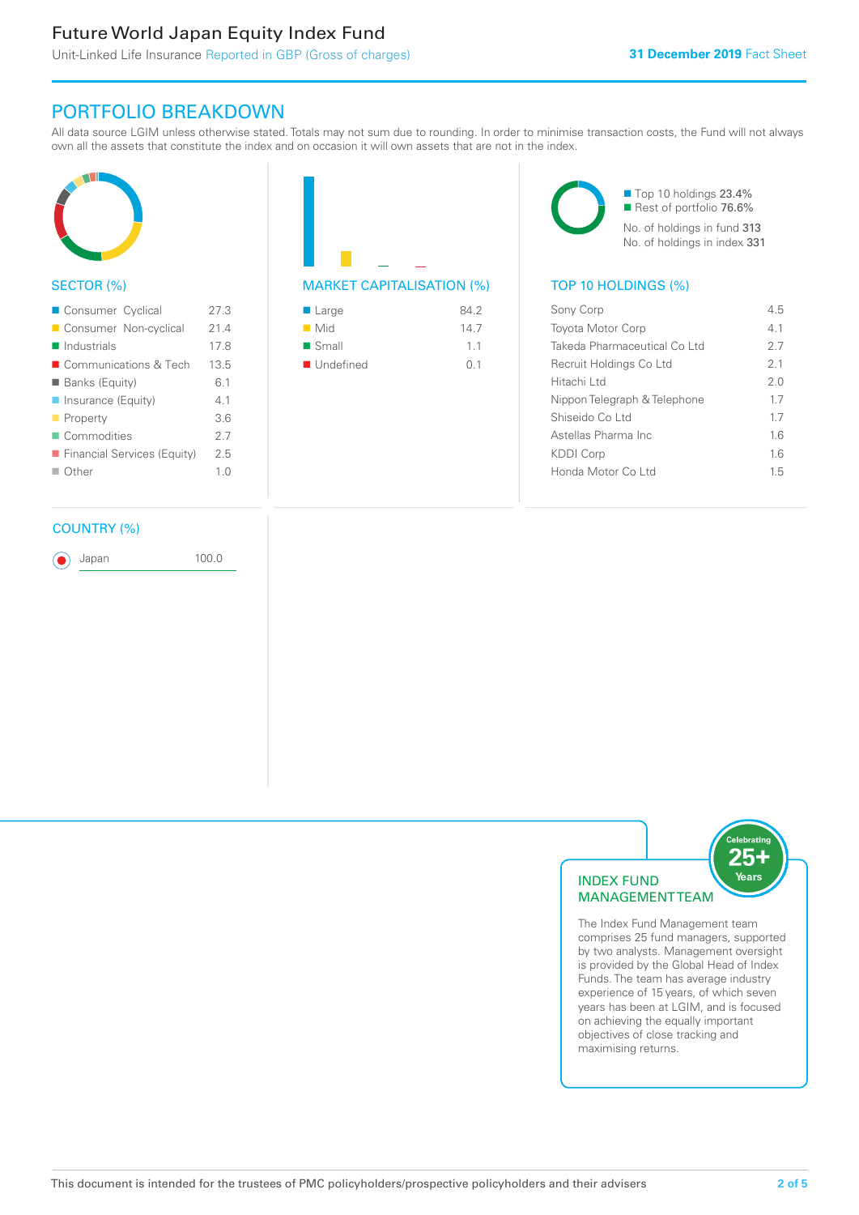## PORTFOLIO BREAKDOWN

All data source LGIM unless otherwise stated. Totals may not sum due to rounding. In order to minimise transaction costs, the Fund will not always own all the assets that constitute the index and on occasion it will own assets that are not in the index.

### SECTOR (%)

| Sector | % |
|---|---|
| Consumer Cyclical | 27.3 |
| Consumer Non-cyclical | 21.4 |
| Industrials | 17.8 |
| Communications & Tech | 13.5 |
| Banks (Equity) | 6.1 |
| Insurance (Equity) | 4.1 |
| Property | 3.6 |
| Commodities | 2.7 |
| Financial Services (Equity) | 2.5 |
| Other | 1.0 |

### MARKET CAPITALISATION (%)

| Market Cap | % |
|---|---|
| Large | 84.2 |
| Mid | 14.7 |
| Small | 1.1 |
| Undefined | 0.1 |

Top 10 holdings 23.4%
Rest of portfolio 76.6%
No. of holdings in fund 313
No. of holdings in index 331

### TOP 10 HOLDINGS (%)

| Holding | % |
|---|---|
| Sony Corp | 4.5 |
| Toyota Motor Corp | 4.1 |
| Takeda Pharmaceutical Co Ltd | 2.7 |
| Recruit Holdings Co Ltd | 2.1 |
| Hitachi Ltd | 2.0 |
| Nippon Telegraph & Telephone | 1.7 |
| Shiseido Co Ltd | 1.7 |
| Astellas Pharma Inc | 1.6 |
| KDDI Corp | 1.6 |
| Honda Motor Co Ltd | 1.5 |

### COUNTRY (%)

| Country | % |
|---|---|
| Japan | 100.0 |

### INDEX FUND MANAGEMENT TEAM

Celebrating 25+ Years

The Index Fund Management team comprises 25 fund managers, supported by two analysts. Management oversight is provided by the Global Head of Index Funds. The team has average industry experience of 15 years, of which seven years has been at LGIM, and is focused on achieving the equally important objectives of close tracking and maximising returns.

This document is intended for the trustees of PMC policyholders/prospective policyholders and their advisers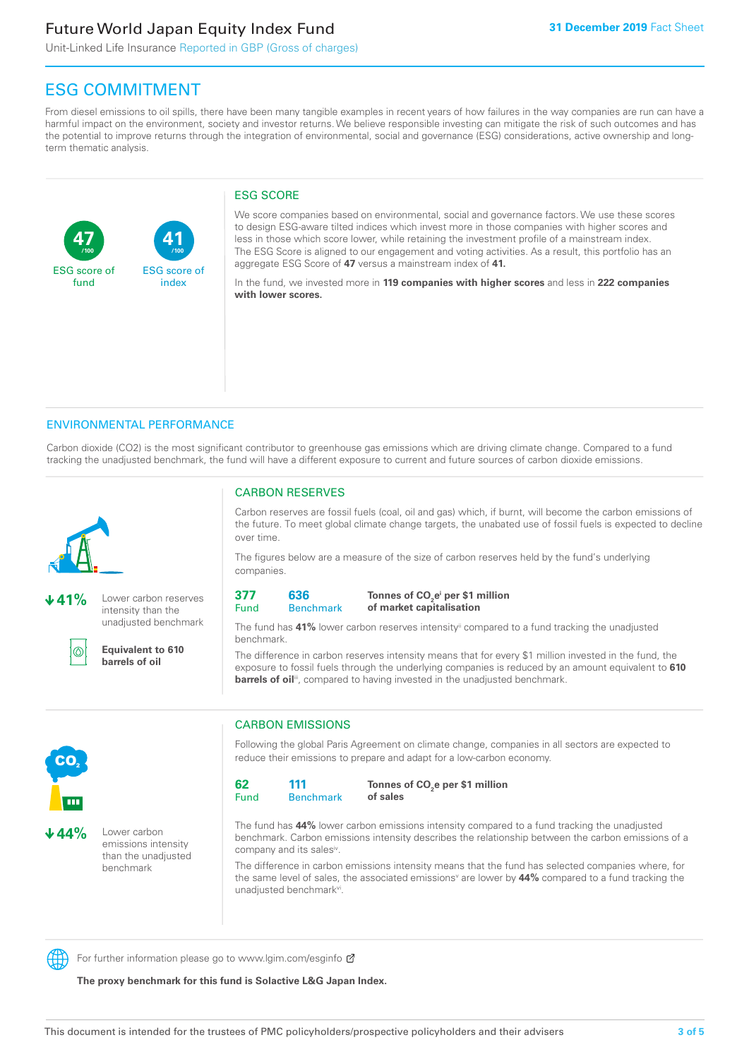# ESG COMMITMENT

From diesel emissions to oil spills, there have been many tangible examples in recent years of how failures in the way companies are run can have a harmful impact on the environment, society and investor returns. We believe responsible investing can mitigate the risk of such outcomes and has the potential to improve returns through the integration of environmental, social and governance (ESG) considerations, active ownership and long-term thematic analysis.

**47** /100
ESG score of fund

**41** /100
ESG score of index

## ESG SCORE

We score companies based on environmental, social and governance factors. We use these scores to design ESG-aware tilted indices which invest more in those companies with higher scores and less in those which score lower, while retaining the investment profile of a mainstream index. The ESG Score is aligned to our engagement and voting activities. As a result, this portfolio has an aggregate ESG Score of **47** versus a mainstream index of **41.**

In the fund, we invested more in **119 companies with higher scores** and less in **222 companies with lower scores.**

## ENVIRONMENTAL PERFORMANCE

Carbon dioxide (CO2) is the most significant contributor to greenhouse gas emissions which are driving climate change. Compared to a fund tracking the unadjusted benchmark, the fund will have a different exposure to current and future sources of carbon dioxide emissions.

### CARBON RESERVES

**↓41%** Lower carbon reserves intensity than the unadjusted benchmark

**Equivalent to 610 barrels of oil**

Carbon reserves are fossil fuels (coal, oil and gas) which, if burnt, will become the carbon emissions of the future. To meet global climate change targets, the unabated use of fossil fuels is expected to decline over time.

The figures below are a measure of the size of carbon reserves held by the fund's underlying companies.

| Fund | Benchmark | |
|---|---|---|
| **377** | **636** | **Tonnes of $CO_2e$[i] per $1 million of market capitalisation** |

The fund has **41%** lower carbon reserves intensity[ii] compared to a fund tracking the unadjusted benchmark.

The difference in carbon reserves intensity means that for every $1 million invested in the fund, the exposure to fossil fuels through the underlying companies is reduced by an amount equivalent to **610 barrels of oil**[iii], compared to having invested in the unadjusted benchmark.

### CARBON EMISSIONS

**↓44%** Lower carbon emissions intensity than the unadjusted benchmark

Following the global Paris Agreement on climate change, companies in all sectors are expected to reduce their emissions to prepare and adapt for a low-carbon economy.

| Fund | Benchmark | |
|---|---|---|
| **62** | **111** | **Tonnes of $CO_2e$ per $1 million of sales** |

The fund has **44%** lower carbon emissions intensity compared to a fund tracking the unadjusted benchmark. Carbon emissions intensity describes the relationship between the carbon emissions of a company and its sales[iv].

The difference in carbon emissions intensity means that the fund has selected companies where, for the same level of sales, the associated emissions[v] are lower by **44%** compared to a fund tracking the unadjusted benchmark[vi].

For further information please go to www.lgim.com/esginfo

**The proxy benchmark for this fund is Solactive L&G Japan Index.**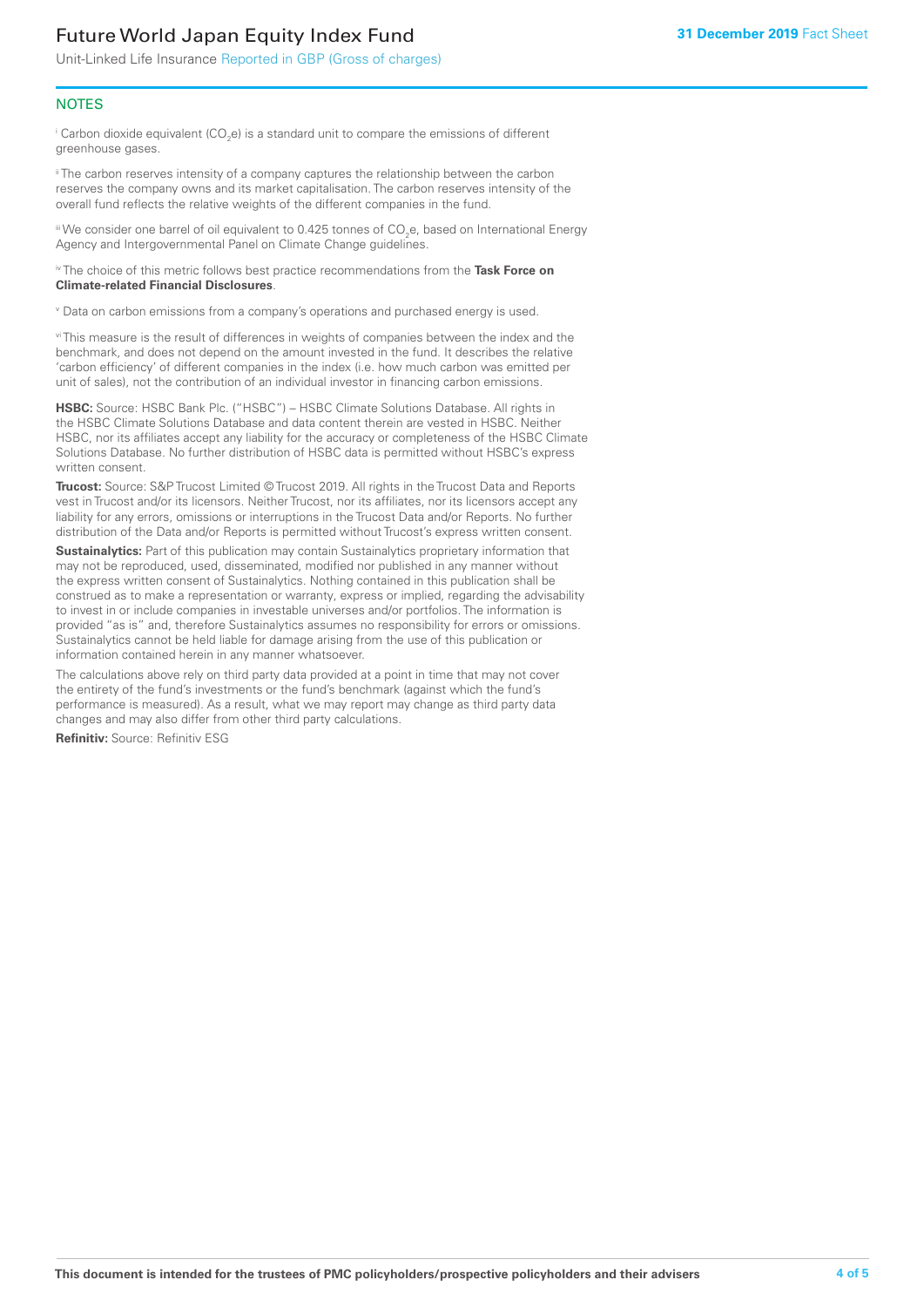## NOTES

[i] Carbon dioxide equivalent ($CO_2e$) is a standard unit to compare the emissions of different greenhouse gases.

[ii] The carbon reserves intensity of a company captures the relationship between the carbon reserves the company owns and its market capitalisation. The carbon reserves intensity of the overall fund reflects the relative weights of the different companies in the fund.

[iii] We consider one barrel of oil equivalent to 0.425 tonnes of $CO_2e$, based on International Energy Agency and Intergovernmental Panel on Climate Change guidelines.

[iv] The choice of this metric follows best practice recommendations from the **Task Force on Climate-related Financial Disclosures**.

[v] Data on carbon emissions from a company's operations and purchased energy is used.

[vi] This measure is the result of differences in weights of companies between the index and the benchmark, and does not depend on the amount invested in the fund. It describes the relative 'carbon efficiency' of different companies in the index (i.e. how much carbon was emitted per unit of sales), not the contribution of an individual investor in financing carbon emissions.

**HSBC:** Source: HSBC Bank Plc. ("HSBC") – HSBC Climate Solutions Database. All rights in the HSBC Climate Solutions Database and data content therein are vested in HSBC. Neither HSBC, nor its affiliates accept any liability for the accuracy or completeness of the HSBC Climate Solutions Database. No further distribution of HSBC data is permitted without HSBC's express written consent.

**Trucost:** Source: S&P Trucost Limited © Trucost 2019. All rights in the Trucost Data and Reports vest in Trucost and/or its licensors. Neither Trucost, nor its affiliates, nor its licensors accept any liability for any errors, omissions or interruptions in the Trucost Data and/or Reports. No further distribution of the Data and/or Reports is permitted without Trucost's express written consent.

**Sustainalytics:** Part of this publication may contain Sustainalytics proprietary information that may not be reproduced, used, disseminated, modified nor published in any manner without the express written consent of Sustainalytics. Nothing contained in this publication shall be construed as to make a representation or warranty, express or implied, regarding the advisability to invest in or include companies in investable universes and/or portfolios. The information is provided "as is" and, therefore Sustainalytics assumes no responsibility for errors or omissions. Sustainalytics cannot be held liable for damage arising from the use of this publication or information contained herein in any manner whatsoever.

The calculations above rely on third party data provided at a point in time that may not cover the entirety of the fund's investments or the fund's benchmark (against which the fund's performance is measured). As a result, what we may report may change as third party data changes and may also differ from other third party calculations.

**Refinitiv:** Source: Refinitiv ESG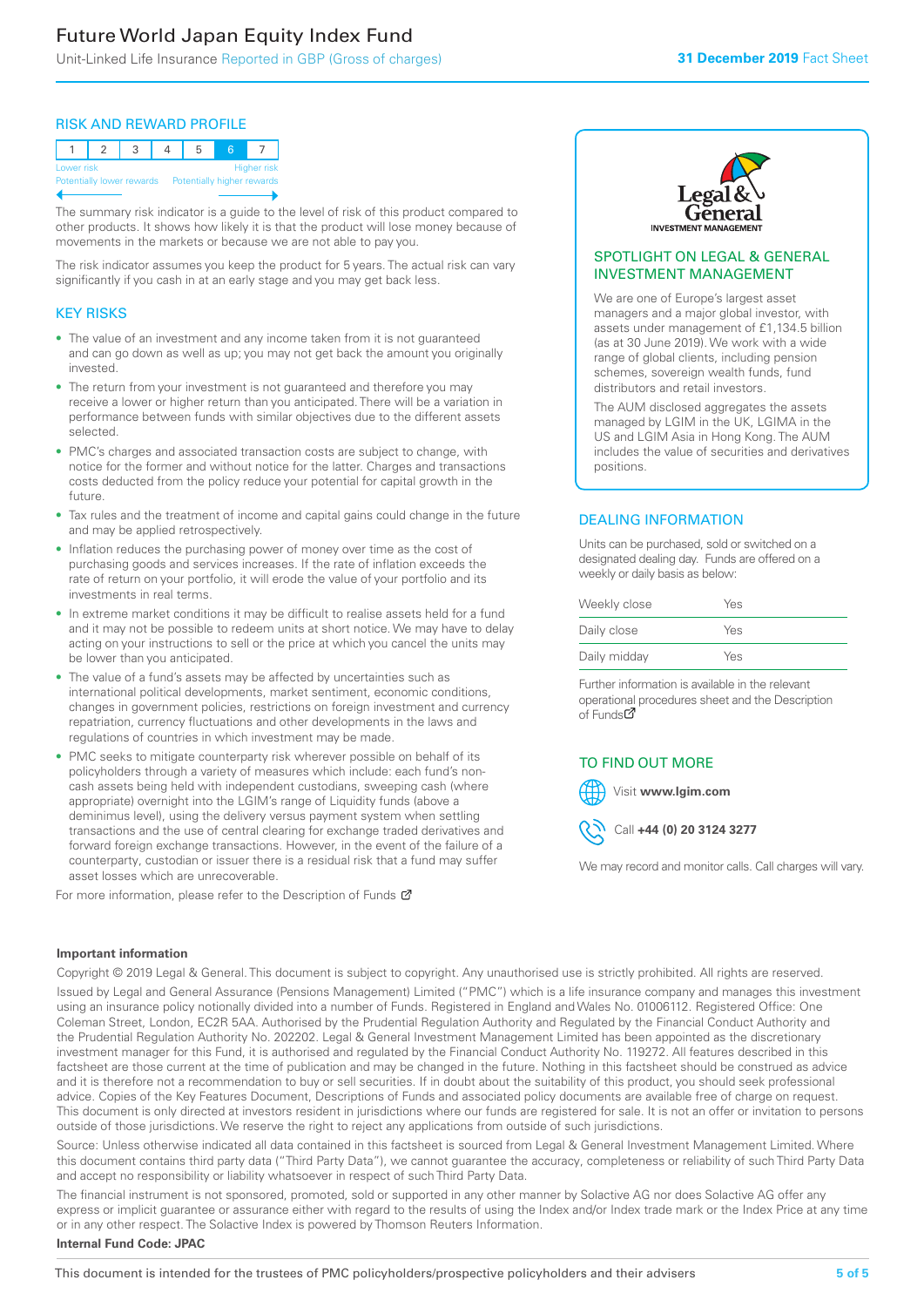# Future World Japan Equity Index Fund

Unit-Linked Life Insurance Reported in GBP (Gross of charges)

**31 December 2019** Fact Sheet

## RISK AND REWARD PROFILE

| 1 | 2 | 3 | 4 | 5 | 6 | 7 |
|---|---|---|---|---|---|---|

Lower risk — Higher risk

Potentially lower rewards — Potentially higher rewards

The summary risk indicator is a guide to the level of risk of this product compared to other products. It shows how likely it is that the product will lose money because of movements in the markets or because we are not able to pay you.

The risk indicator assumes you keep the product for 5 years. The actual risk can vary significantly if you cash in at an early stage and you may get back less.

## KEY RISKS

- The value of an investment and any income taken from it is not guaranteed and can go down as well as up; you may not get back the amount you originally invested.
- The return from your investment is not guaranteed and therefore you may receive a lower or higher return than you anticipated. There will be a variation in performance between funds with similar objectives due to the different assets selected.
- PMC's charges and associated transaction costs are subject to change, with notice for the former and without notice for the latter. Charges and transactions costs deducted from the policy reduce your potential for capital growth in the future.
- Tax rules and the treatment of income and capital gains could change in the future and may be applied retrospectively.
- Inflation reduces the purchasing power of money over time as the cost of purchasing goods and services increases. If the rate of inflation exceeds the rate of return on your portfolio, it will erode the value of your portfolio and its investments in real terms.
- In extreme market conditions it may be difficult to realise assets held for a fund and it may not be possible to redeem units at short notice. We may have to delay acting on your instructions to sell or the price at which you cancel the units may be lower than you anticipated.
- The value of a fund's assets may be affected by uncertainties such as international political developments, market sentiment, economic conditions, changes in government policies, restrictions on foreign investment and currency repatriation, currency fluctuations and other developments in the laws and regulations of countries in which investment may be made.
- PMC seeks to mitigate counterparty risk wherever possible on behalf of its policyholders through a variety of measures which include: each fund's non-cash assets being held with independent custodians, sweeping cash (where appropriate) overnight into the LGIM's range of Liquidity funds (above a deminimus level), using the delivery versus payment system when settling transactions and the use of central clearing for exchange traded derivatives and forward foreign exchange transactions. However, in the event of the failure of a counterparty, custodian or issuer there is a residual risk that a fund may suffer asset losses which are unrecoverable.

For more information, please refer to the Description of Funds

## SPOTLIGHT ON LEGAL & GENERAL INVESTMENT MANAGEMENT

We are one of Europe's largest asset managers and a major global investor, with assets under management of £1,134.5 billion (as at 30 June 2019). We work with a wide range of global clients, including pension schemes, sovereign wealth funds, fund distributors and retail investors.

The AUM disclosed aggregates the assets managed by LGIM in the UK, LGIMA in the US and LGIM Asia in Hong Kong. The AUM includes the value of securities and derivatives positions.

## DEALING INFORMATION

Units can be purchased, sold or switched on a designated dealing day. Funds are offered on a weekly or daily basis as below:

| | |
|---|---|
| Weekly close | Yes |
| Daily close | Yes |
| Daily midday | Yes |

Further information is available in the relevant operational procedures sheet and the Description of Funds

## TO FIND OUT MORE

Visit **www.lgim.com**

Call **+44 (0) 20 3124 3277**

We may record and monitor calls. Call charges will vary.

**Important information**

Copyright © 2019 Legal & General. This document is subject to copyright. Any unauthorised use is strictly prohibited. All rights are reserved.

Issued by Legal and General Assurance (Pensions Management) Limited ("PMC") which is a life insurance company and manages this investment using an insurance policy notionally divided into a number of Funds. Registered in England and Wales No. 01006112. Registered Office: One Coleman Street, London, EC2R 5AA. Authorised by the Prudential Regulation Authority and Regulated by the Financial Conduct Authority and the Prudential Regulation Authority No. 202202. Legal & General Investment Management Limited has been appointed as the discretionary investment manager for this Fund, it is authorised and regulated by the Financial Conduct Authority No. 119272. All features described in this factsheet are those current at the time of publication and may be changed in the future. Nothing in this factsheet should be construed as advice and it is therefore not a recommendation to buy or sell securities. If in doubt about the suitability of this product, you should seek professional advice. Copies of the Key Features Document, Descriptions of Funds and associated policy documents are available free of charge on request. This document is only directed at investors resident in jurisdictions where our funds are registered for sale. It is not an offer or invitation to persons outside of those jurisdictions. We reserve the right to reject any applications from outside of such jurisdictions.

Source: Unless otherwise indicated all data contained in this factsheet is sourced from Legal & General Investment Management Limited. Where this document contains third party data ("Third Party Data"), we cannot guarantee the accuracy, completeness or reliability of such Third Party Data and accept no responsibility or liability whatsoever in respect of such Third Party Data.

The financial instrument is not sponsored, promoted, sold or supported in any other manner by Solactive AG nor does Solactive AG offer any express or implicit guarantee or assurance either with regard to the results of using the Index and/or Index trade mark or the Index Price at any time or in any other respect. The Solactive Index is powered by Thomson Reuters Information.

**Internal Fund Code: JPAC**

This document is intended for the trustees of PMC policyholders/prospective policyholders and their advisers